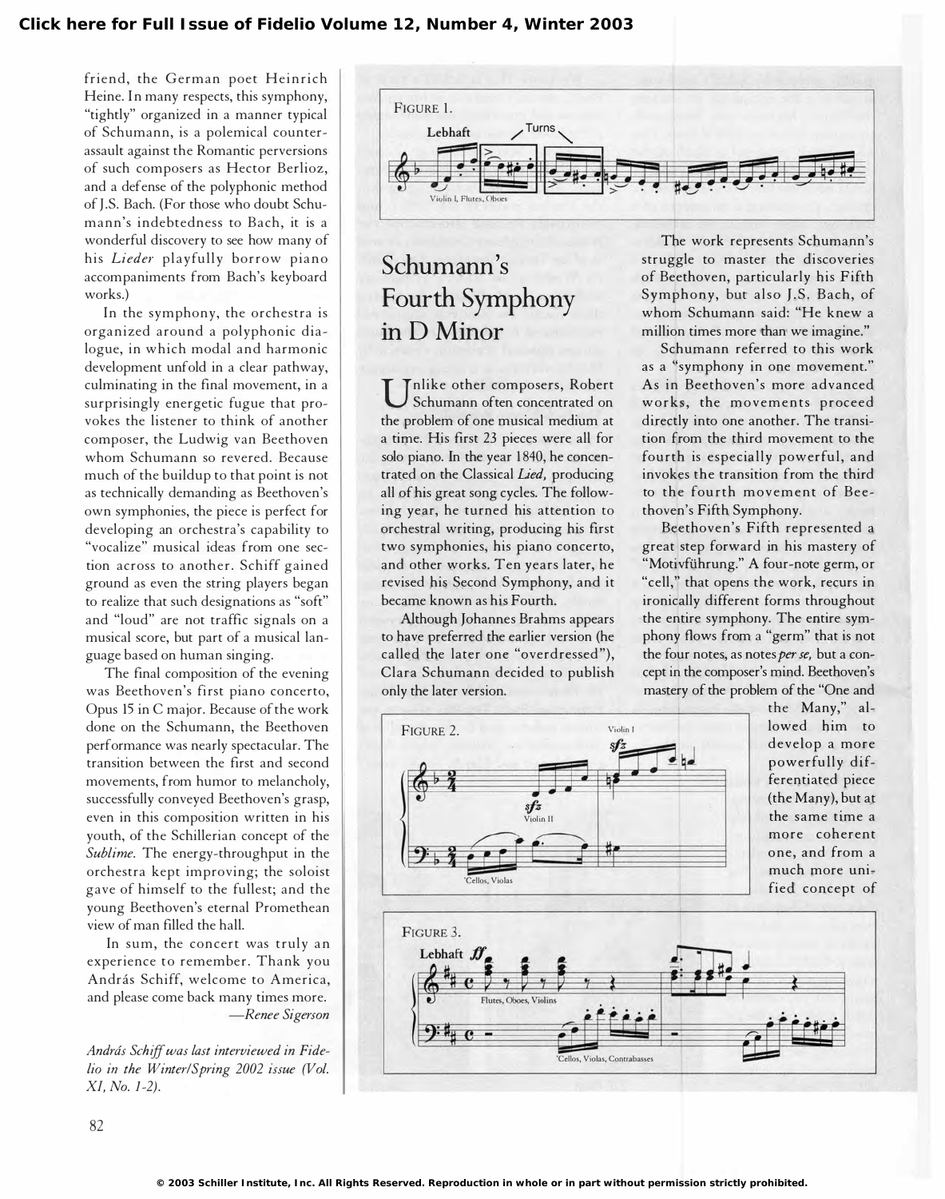friend, the German poet Heinrich Heine. In many respects, this symphony, "tightly" organized in a manner typical of Schumann, is a polemical counter-assault against the Romantic perversions of such composers as Hector Berlioz, and a defense of the polyphonic method of J.S. Bach. (For those who doubt Schumann's indebtedness to Bach, it is a wonderful discovery to see how many of his *Lieder* playfully borrow piano accompaniments from Bach's keyboard works.)

In the symphony, the orchestra is organized around a polyphonic dialogue, in which modal and harmonic development unfold in a clear pathway, culminating in the final movement, in a surprisingly energetic fugue that provokes the listener to think of another composer, the Ludwig van Beethoven whom Schumann so revered. Because much of the buildup to that point is not as technically demanding as Beethoven's own symphonies, the piece is perfect for developing an orchestra's capability to "vocalize" musical ideas from one section across to another. Schiff gained ground as even the string players began to realize that such designations as "soft" and "loud" are not traffic signals on a musical score, but part of a musical language based on human singing.

The final composition of the evening was Beethoven's first piano concerto, Opus 15 in C major. Because of the work done on the Schumann, the Beethoven performance was nearly spectacular. The transition between the first and second movements, from humor to melancholy, successfully conveyed Beethoven's grasp, even in this composition written in his youth, of the Schillerian concept of the *Sublime.* The energy-throughput in the orchestra kept improving; the soloist gave of himself to the fullest; and the young Beethoven's eternal Promethean view of man filled the hall.

In sum, the concert was truly an experience to remember. Thank you András Schiff, welcome to America, and please come back many times more.

—*Renee Sigerson*

*András Schiff was last interviewed in Fidelio in the Winter/Spring 2002 issue (Vol. XI, No. 1-2).*

# Schumann's Fourth Symphony in D Minor

FIGURE 1. Lebhaft — Turns — Violin I, Flutes, Oboes

Unlike other composers, Robert Schumann often concentrated on the problem of one musical medium at a time. His first 23 pieces were all for solo piano. In the year 1840, he concentrated on the Classical *Lied,* producing all of his great song cycles. The following year, he turned his attention to orchestral writing, producing his first two symphonies, his piano concerto, and other works. Ten years later, he revised his Second Symphony, and it became known as his Fourth.

Although Johannes Brahms appears to have preferred the earlier version (he called the later one "overdressed"), Clara Schumann decided to publish only the later version.

The work represents Schumann's struggle to master the discoveries of Beethoven, particularly his Fifth Symphony, but also J.S. Bach, of whom Schumann said: "He knew a million times more than we imagine."

Schumann referred to this work as a "symphony in one movement." As in Beethoven's more advanced works, the movements proceed directly into one another. The transition from the third movement to the fourth is especially powerful, and invokes the transition from the third to the fourth movement of Beethoven's Fifth Symphony.

Beethoven's Fifth represented a great step forward in his mastery of "Motivführung." A four-note germ, or "cell," that opens the work, recurs in ironically different forms throughout the entire symphony. The entire symphony flows from a "germ" that is not the four notes, as notes *per se,* but a concept in the composer's mind. Beethoven's mastery of the problem of the "One and the Many," allowed him to develop a more powerfully differentiated piece (the Many), but at the same time a more coherent one, and from a much more unified concept of

FIGURE 2. Violin I — Violin II — Cellos, Violas

FIGURE 3. Lebhaft *ff* — Flutes, Oboes, Violins — Cellos, Violas, Contrabasses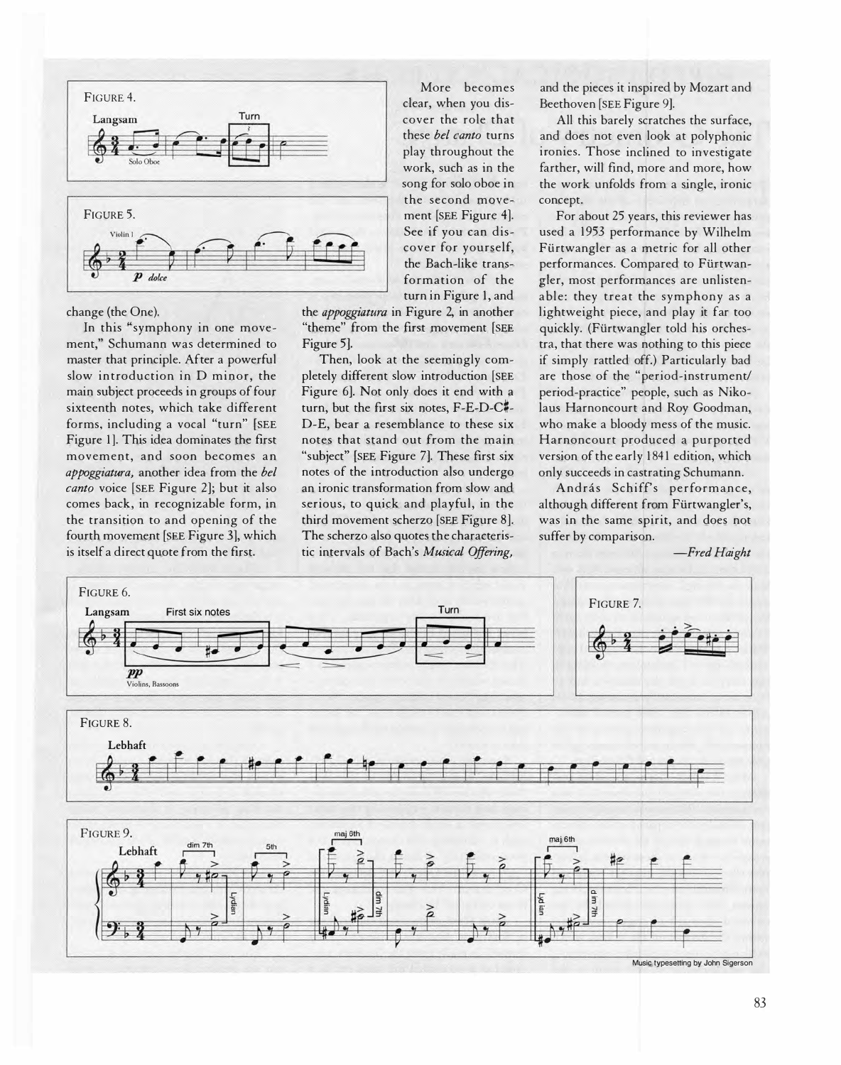FIGURE 4.

Langsam

Turn

Solo Oboe

FIGURE 5.

Violin I

*p dolce*

change (the One).

In this "symphony in one movement," Schumann was determined to master that principle. After a powerful slow introduction in D minor, the main subject proceeds in groups of four sixteenth notes, which take different forms, including a vocal "turn" [SEE Figure 1]. This idea dominates the first movement, and soon becomes an *appoggiatura,* another idea from the *bel canto* voice [SEE Figure 2]; but it also comes back, in recognizable form, in the transition to and opening of the fourth movement [SEE Figure 3], which is itself a direct quote from the first.

More becomes clear, when you discover the role that these *bel canto* turns play throughout the work, such as in the song for solo oboe in the second movement [SEE Figure 4]. See if you can discover for yourself, the Bach-like transformation of the turn in Figure 1, and the *appoggiatura* in Figure 2, in another "theme" from the first movement [SEE Figure 5].

Then, look at the seemingly completely different slow introduction [SEE Figure 6]. Not only does it end with a turn, but the first six notes, F-E-D-C♯-D-E, bear a resemblance to these six notes that stand out from the main "subject" [SEE Figure 7]. These first six notes of the introduction also undergo an ironic transformation from slow and serious, to quick and playful, in the third movement scherzo [SEE Figure 8]. The scherzo also quotes the characteristic intervals of Bach's *Musical Offering,* and the pieces it inspired by Mozart and Beethoven [SEE Figure 9].

All this barely scratches the surface, and does not even look at polyphonic ironies. Those inclined to investigate farther, will find, more and more, how the work unfolds from a single, ironic concept.

For about 25 years, this reviewer has used a 1953 performance by Wilhelm Fürtwangler as a metric for all other performances. Compared to Fürtwangler, most performances are unlistenable: they treat the symphony as a lightweight piece, and play it far too quickly. (Fürtwangler told his orchestra, that there was nothing to this piece if simply rattled off.) Particularly bad are those of the "period-instrument/period-practice" people, such as Nikolaus Harnoncourt and Roy Goodman, who make a bloody mess of the music. Harnoncourt produced a purported version of the early 1841 edition, which only succeeds in castrating Schumann.

András Schiff's performance, although different from Fürtwangler's, was in the same spirit, and does not suffer by comparison.

*—Fred Haight*

FIGURE 6.

Langsam

First six notes

Turn

*pp*

Violins, Bassoons

FIGURE 7.

FIGURE 8.

Lebhaft

FIGURE 9.

Lebhaft

dim 7th

5th

maj 6th

maj 6th

Lydian

Lydian

dim 7th

Lydian

d im 7th

Music typesetting by John Sigerson